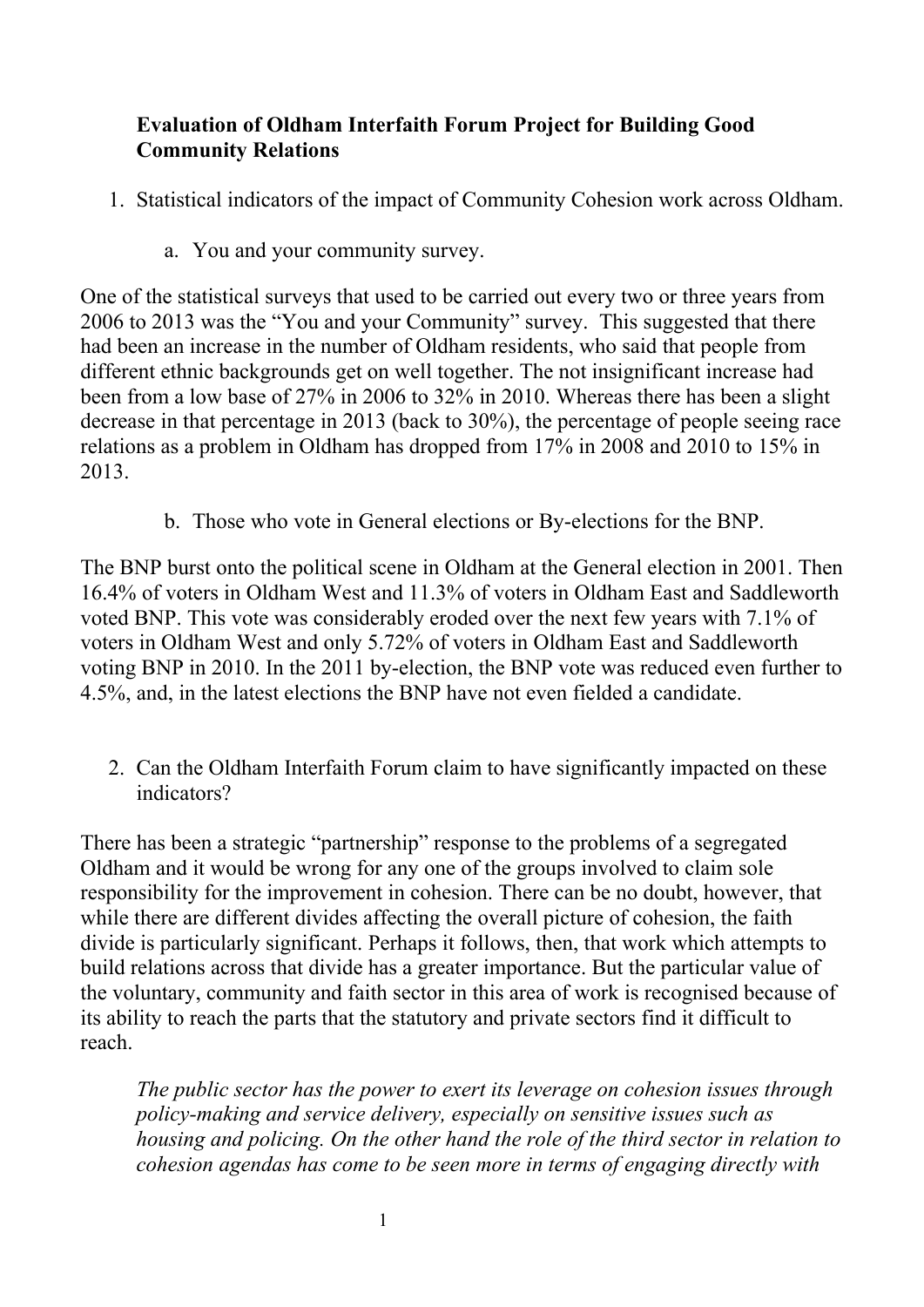# Evaluation of Oldham Interfaith Forum Project for Building Good Community Relations

1. Statistical indicators of the impact of Community Cohesion work across Oldham.

    a. You and your community survey.

One of the statistical surveys that used to be carried out every two or three years from 2006 to 2013 was the "You and your Community" survey. This suggested that there had been an increase in the number of Oldham residents, who said that people from different ethnic backgrounds get on well together. The not insignificant increase had been from a low base of 27% in 2006 to 32% in 2010. Whereas there has been a slight decrease in that percentage in 2013 (back to 30%), the percentage of people seeing race relations as a problem in Oldham has dropped from 17% in 2008 and 2010 to 15% in 2013.

    b. Those who vote in General elections or By-elections for the BNP.

The BNP burst onto the political scene in Oldham at the General election in 2001. Then 16.4% of voters in Oldham West and 11.3% of voters in Oldham East and Saddleworth voted BNP. This vote was considerably eroded over the next few years with 7.1% of voters in Oldham West and only 5.72% of voters in Oldham East and Saddleworth voting BNP in 2010. In the 2011 by-election, the BNP vote was reduced even further to 4.5%, and, in the latest elections the BNP have not even fielded a candidate.

2. Can the Oldham Interfaith Forum claim to have significantly impacted on these indicators?

There has been a strategic "partnership" response to the problems of a segregated Oldham and it would be wrong for any one of the groups involved to claim sole responsibility for the improvement in cohesion. There can be no doubt, however, that while there are different divides affecting the overall picture of cohesion, the faith divide is particularly significant. Perhaps it follows, then, that work which attempts to build relations across that divide has a greater importance. But the particular value of the voluntary, community and faith sector in this area of work is recognised because of its ability to reach the parts that the statutory and private sectors find it difficult to reach.

> *The public sector has the power to exert its leverage on cohesion issues through policy-making and service delivery, especially on sensitive issues such as housing and policing. On the other hand the role of the third sector in relation to cohesion agendas has come to be seen more in terms of engaging directly with*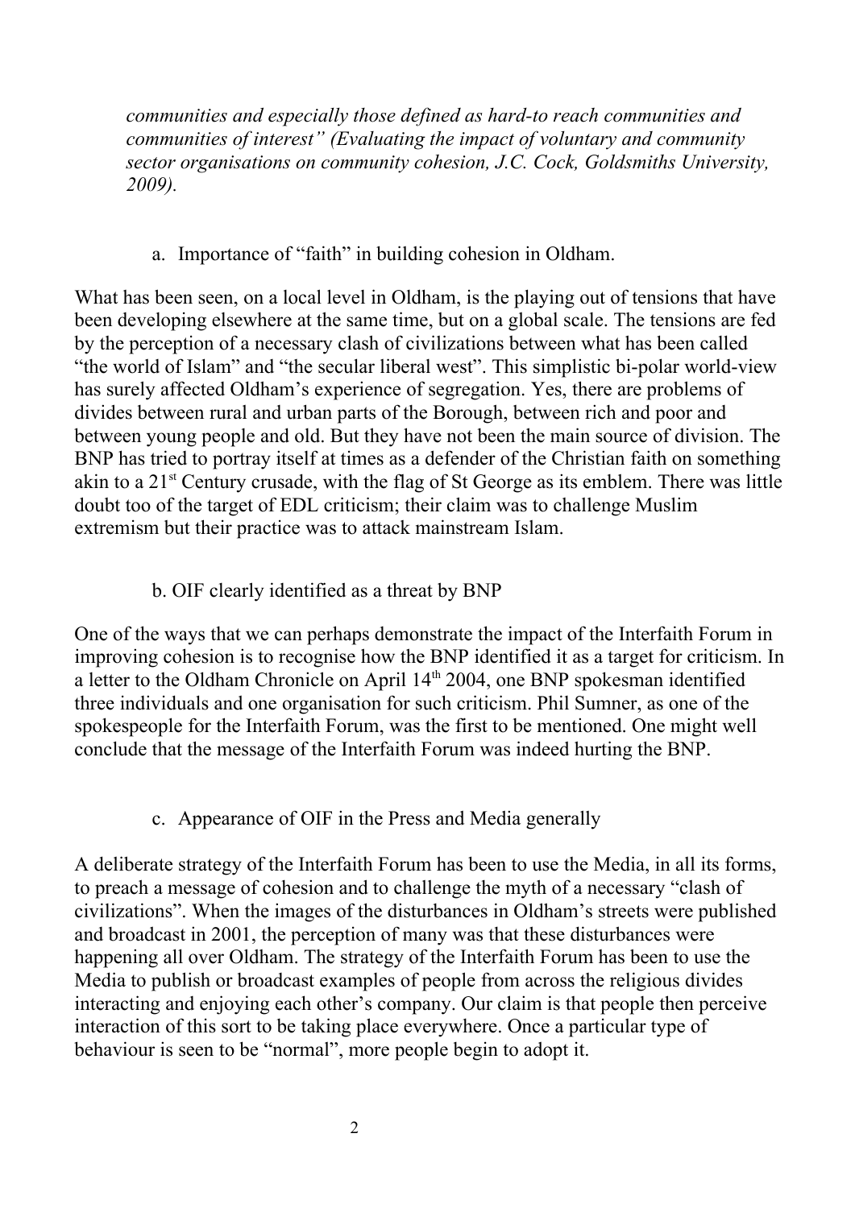*communities and especially those defined as hard-to reach communities and communities of interest" (Evaluating the impact of voluntary and community sector organisations on community cohesion, J.C. Cock, Goldsmiths University, 2009).*

a. Importance of "faith" in building cohesion in Oldham.

What has been seen, on a local level in Oldham, is the playing out of tensions that have been developing elsewhere at the same time, but on a global scale. The tensions are fed by the perception of a necessary clash of civilizations between what has been called "the world of Islam" and "the secular liberal west". This simplistic bi-polar world-view has surely affected Oldham's experience of segregation. Yes, there are problems of divides between rural and urban parts of the Borough, between rich and poor and between young people and old. But they have not been the main source of division. The BNP has tried to portray itself at times as a defender of the Christian faith on something akin to a 21st Century crusade, with the flag of St George as its emblem. There was little doubt too of the target of EDL criticism; their claim was to challenge Muslim extremism but their practice was to attack mainstream Islam.

b. OIF clearly identified as a threat by BNP

One of the ways that we can perhaps demonstrate the impact of the Interfaith Forum in improving cohesion is to recognise how the BNP identified it as a target for criticism. In a letter to the Oldham Chronicle on April 14th 2004, one BNP spokesman identified three individuals and one organisation for such criticism. Phil Sumner, as one of the spokespeople for the Interfaith Forum, was the first to be mentioned. One might well conclude that the message of the Interfaith Forum was indeed hurting the BNP.

c. Appearance of OIF in the Press and Media generally

A deliberate strategy of the Interfaith Forum has been to use the Media, in all its forms, to preach a message of cohesion and to challenge the myth of a necessary "clash of civilizations". When the images of the disturbances in Oldham's streets were published and broadcast in 2001, the perception of many was that these disturbances were happening all over Oldham. The strategy of the Interfaith Forum has been to use the Media to publish or broadcast examples of people from across the religious divides interacting and enjoying each other's company. Our claim is that people then perceive interaction of this sort to be taking place everywhere. Once a particular type of behaviour is seen to be "normal", more people begin to adopt it.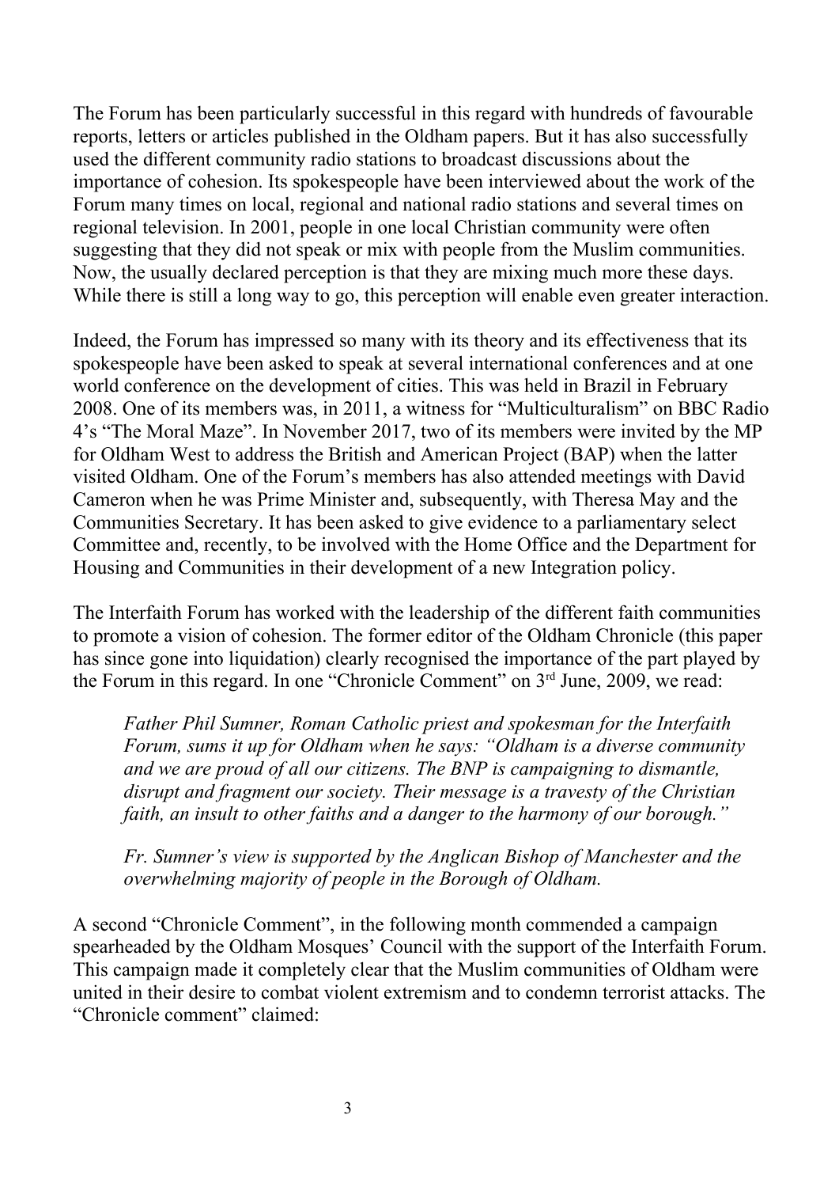The Forum has been particularly successful in this regard with hundreds of favourable reports, letters or articles published in the Oldham papers. But it has also successfully used the different community radio stations to broadcast discussions about the importance of cohesion. Its spokespeople have been interviewed about the work of the Forum many times on local, regional and national radio stations and several times on regional television. In 2001, people in one local Christian community were often suggesting that they did not speak or mix with people from the Muslim communities. Now, the usually declared perception is that they are mixing much more these days. While there is still a long way to go, this perception will enable even greater interaction.

Indeed, the Forum has impressed so many with its theory and its effectiveness that its spokespeople have been asked to speak at several international conferences and at one world conference on the development of cities. This was held in Brazil in February 2008. One of its members was, in 2011, a witness for "Multiculturalism" on BBC Radio 4's "The Moral Maze". In November 2017, two of its members were invited by the MP for Oldham West to address the British and American Project (BAP) when the latter visited Oldham. One of the Forum's members has also attended meetings with David Cameron when he was Prime Minister and, subsequently, with Theresa May and the Communities Secretary. It has been asked to give evidence to a parliamentary select Committee and, recently, to be involved with the Home Office and the Department for Housing and Communities in their development of a new Integration policy.

The Interfaith Forum has worked with the leadership of the different faith communities to promote a vision of cohesion. The former editor of the Oldham Chronicle (this paper has since gone into liquidation) clearly recognised the importance of the part played by the Forum in this regard. In one "Chronicle Comment" on 3rd June, 2009, we read:

> *Father Phil Sumner, Roman Catholic priest and spokesman for the Interfaith Forum, sums it up for Oldham when he says: "Oldham is a diverse community and we are proud of all our citizens. The BNP is campaigning to dismantle, disrupt and fragment our society. Their message is a travesty of the Christian faith, an insult to other faiths and a danger to the harmony of our borough."*
>
> *Fr. Sumner's view is supported by the Anglican Bishop of Manchester and the overwhelming majority of people in the Borough of Oldham.*

A second "Chronicle Comment", in the following month commended a campaign spearheaded by the Oldham Mosques' Council with the support of the Interfaith Forum. This campaign made it completely clear that the Muslim communities of Oldham were united in their desire to combat violent extremism and to condemn terrorist attacks. The "Chronicle comment" claimed: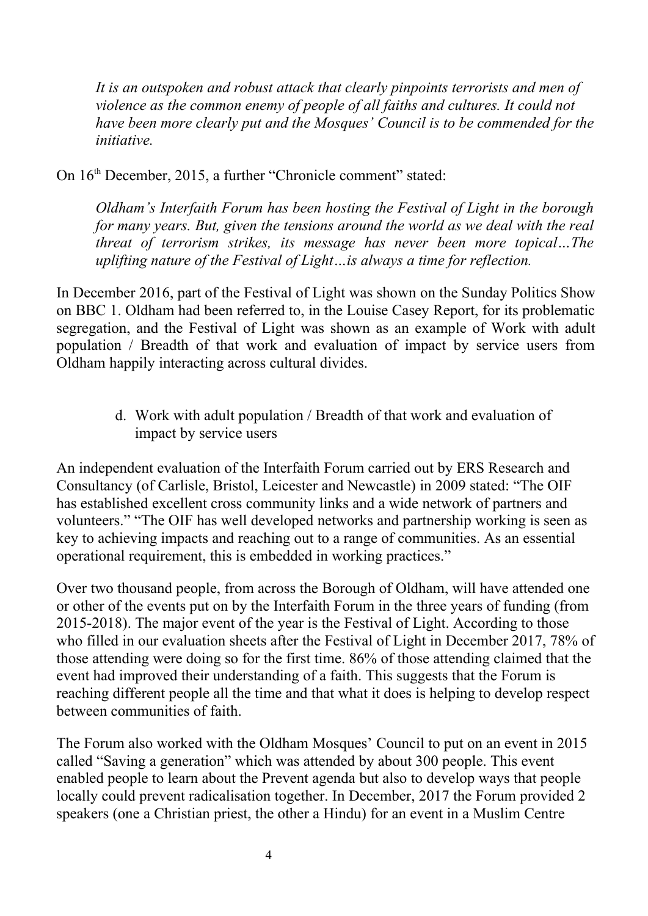*It is an outspoken and robust attack that clearly pinpoints terrorists and men of violence as the common enemy of people of all faiths and cultures. It could not have been more clearly put and the Mosques' Council is to be commended for the initiative.*

On 16th December, 2015, a further "Chronicle comment" stated:

*Oldham's Interfaith Forum has been hosting the Festival of Light in the borough for many years. But, given the tensions around the world as we deal with the real threat of terrorism strikes, its message has never been more topical…The uplifting nature of the Festival of Light…is always a time for reflection.*

In December 2016, part of the Festival of Light was shown on the Sunday Politics Show on BBC 1. Oldham had been referred to, in the Louise Casey Report, for its problematic segregation, and the Festival of Light was shown as an example of Work with adult population / Breadth of that work and evaluation of impact by service users from Oldham happily interacting across cultural divides.

d. Work with adult population / Breadth of that work and evaluation of impact by service users

An independent evaluation of the Interfaith Forum carried out by ERS Research and Consultancy (of Carlisle, Bristol, Leicester and Newcastle) in 2009 stated: "The OIF has established excellent cross community links and a wide network of partners and volunteers." "The OIF has well developed networks and partnership working is seen as key to achieving impacts and reaching out to a range of communities. As an essential operational requirement, this is embedded in working practices."

Over two thousand people, from across the Borough of Oldham, will have attended one or other of the events put on by the Interfaith Forum in the three years of funding (from 2015-2018). The major event of the year is the Festival of Light. According to those who filled in our evaluation sheets after the Festival of Light in December 2017, 78% of those attending were doing so for the first time. 86% of those attending claimed that the event had improved their understanding of a faith. This suggests that the Forum is reaching different people all the time and that what it does is helping to develop respect between communities of faith.

The Forum also worked with the Oldham Mosques' Council to put on an event in 2015 called "Saving a generation" which was attended by about 300 people. This event enabled people to learn about the Prevent agenda but also to develop ways that people locally could prevent radicalisation together. In December, 2017 the Forum provided 2 speakers (one a Christian priest, the other a Hindu) for an event in a Muslim Centre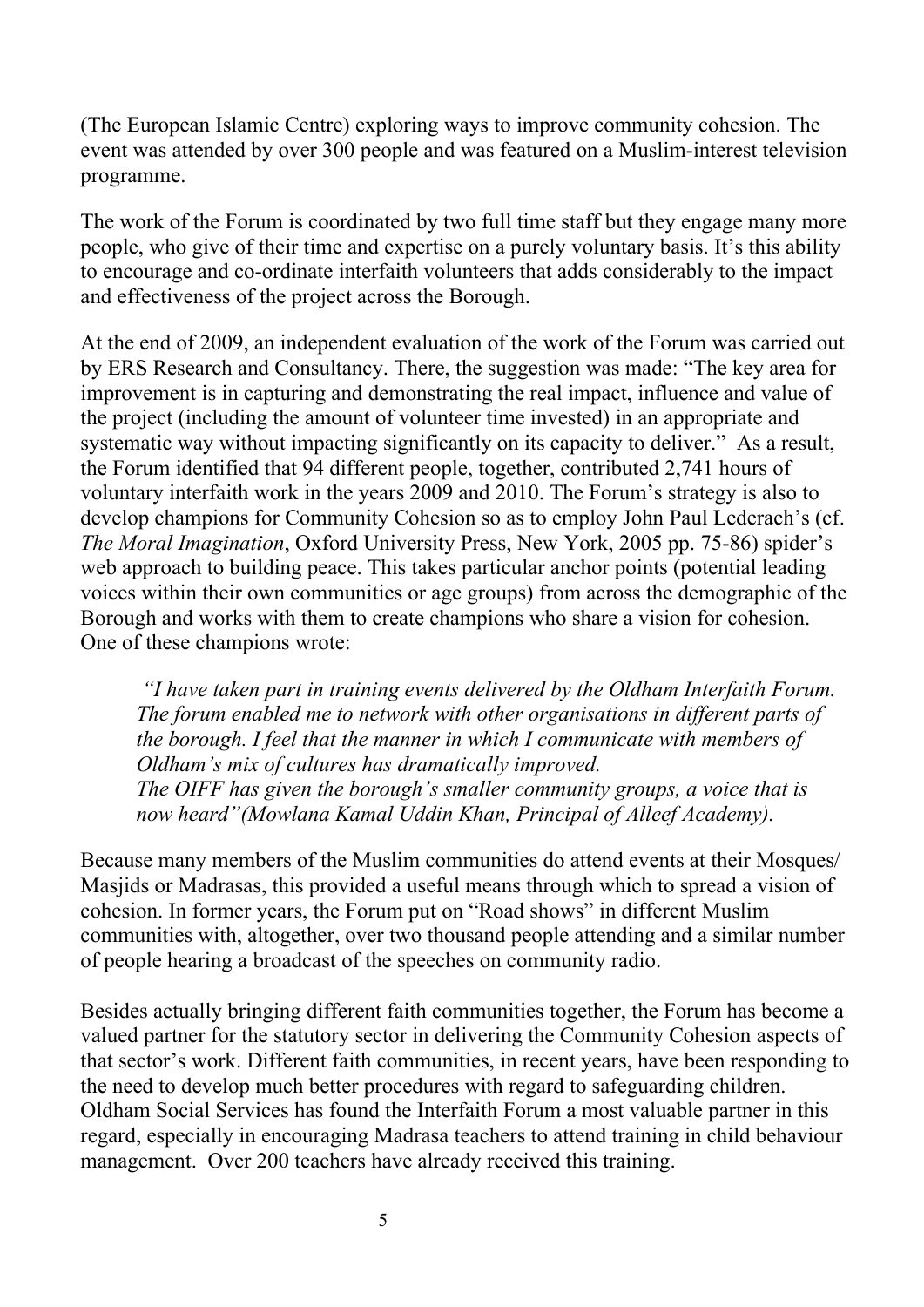(The European Islamic Centre) exploring ways to improve community cohesion. The event was attended by over 300 people and was featured on a Muslim-interest television programme.

The work of the Forum is coordinated by two full time staff but they engage many more people, who give of their time and expertise on a purely voluntary basis. It's this ability to encourage and co-ordinate interfaith volunteers that adds considerably to the impact and effectiveness of the project across the Borough.

At the end of 2009, an independent evaluation of the work of the Forum was carried out by ERS Research and Consultancy. There, the suggestion was made: "The key area for improvement is in capturing and demonstrating the real impact, influence and value of the project (including the amount of volunteer time invested) in an appropriate and systematic way without impacting significantly on its capacity to deliver." As a result, the Forum identified that 94 different people, together, contributed 2,741 hours of voluntary interfaith work in the years 2009 and 2010. The Forum's strategy is also to develop champions for Community Cohesion so as to employ John Paul Lederach's (cf. *The Moral Imagination*, Oxford University Press, New York, 2005 pp. 75-86) spider's web approach to building peace. This takes particular anchor points (potential leading voices within their own communities or age groups) from across the demographic of the Borough and works with them to create champions who share a vision for cohesion. One of these champions wrote:

> *"I have taken part in training events delivered by the Oldham Interfaith Forum. The forum enabled me to network with other organisations in different parts of the borough. I feel that the manner in which I communicate with members of Oldham's mix of cultures has dramatically improved.*
> *The OIFF has given the borough's smaller community groups, a voice that is now heard"(Mowlana Kamal Uddin Khan, Principal of Alleef Academy).*

Because many members of the Muslim communities do attend events at their Mosques/ Masjids or Madrasas, this provided a useful means through which to spread a vision of cohesion. In former years, the Forum put on "Road shows" in different Muslim communities with, altogether, over two thousand people attending and a similar number of people hearing a broadcast of the speeches on community radio.

Besides actually bringing different faith communities together, the Forum has become a valued partner for the statutory sector in delivering the Community Cohesion aspects of that sector's work. Different faith communities, in recent years, have been responding to the need to develop much better procedures with regard to safeguarding children. Oldham Social Services has found the Interfaith Forum a most valuable partner in this regard, especially in encouraging Madrasa teachers to attend training in child behaviour management. Over 200 teachers have already received this training.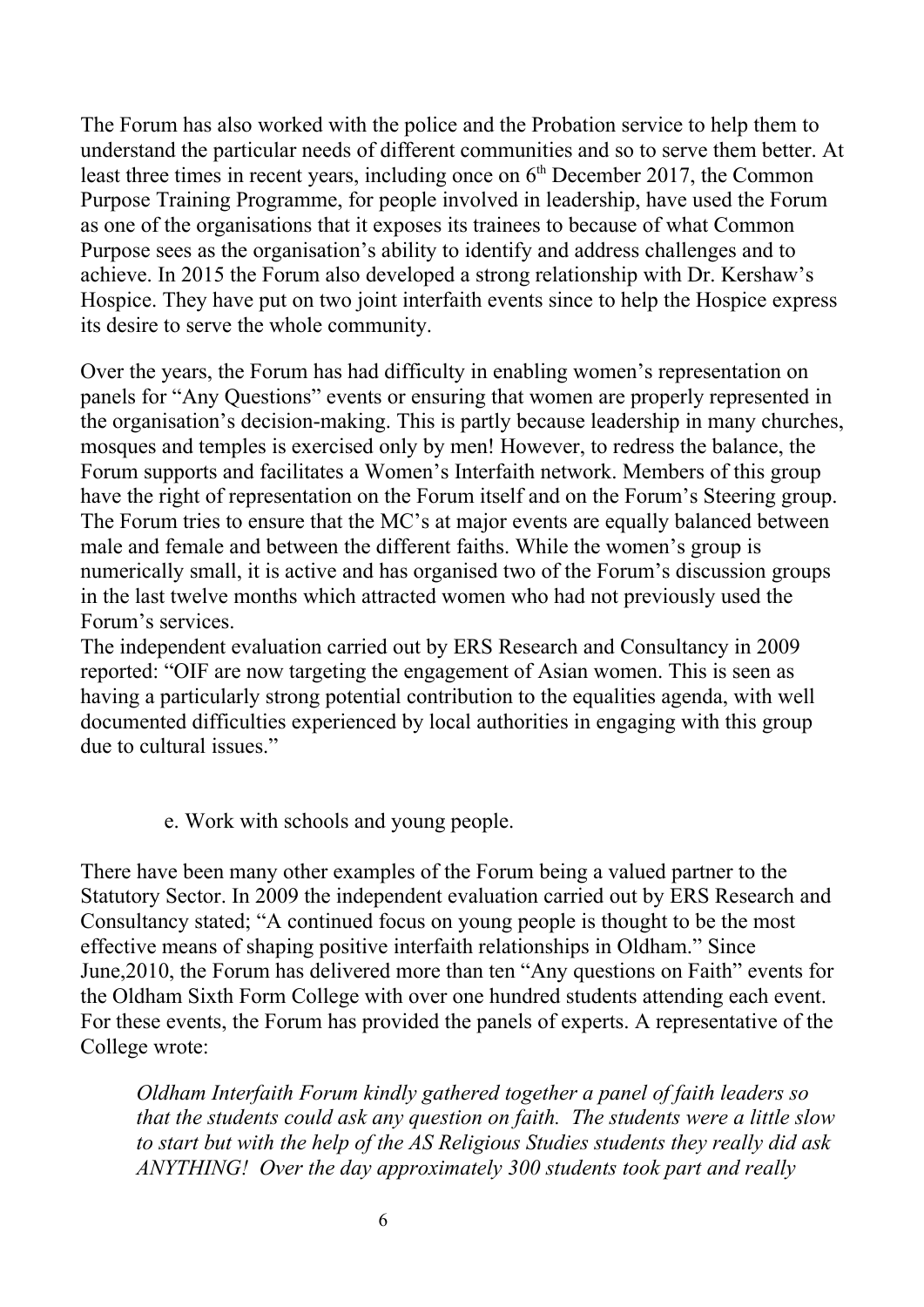The Forum has also worked with the police and the Probation service to help them to understand the particular needs of different communities and so to serve them better. At least three times in recent years, including once on 6th December 2017, the Common Purpose Training Programme, for people involved in leadership, have used the Forum as one of the organisations that it exposes its trainees to because of what Common Purpose sees as the organisation's ability to identify and address challenges and to achieve. In 2015 the Forum also developed a strong relationship with Dr. Kershaw's Hospice. They have put on two joint interfaith events since to help the Hospice express its desire to serve the whole community.

Over the years, the Forum has had difficulty in enabling women's representation on panels for "Any Questions" events or ensuring that women are properly represented in the organisation's decision-making. This is partly because leadership in many churches, mosques and temples is exercised only by men! However, to redress the balance, the Forum supports and facilitates a Women's Interfaith network. Members of this group have the right of representation on the Forum itself and on the Forum's Steering group. The Forum tries to ensure that the MC's at major events are equally balanced between male and female and between the different faiths. While the women's group is numerically small, it is active and has organised two of the Forum's discussion groups in the last twelve months which attracted women who had not previously used the Forum's services.

The independent evaluation carried out by ERS Research and Consultancy in 2009 reported: "OIF are now targeting the engagement of Asian women. This is seen as having a particularly strong potential contribution to the equalities agenda, with well documented difficulties experienced by local authorities in engaging with this group due to cultural issues."

e. Work with schools and young people.

There have been many other examples of the Forum being a valued partner to the Statutory Sector. In 2009 the independent evaluation carried out by ERS Research and Consultancy stated; "A continued focus on young people is thought to be the most effective means of shaping positive interfaith relationships in Oldham." Since June,2010, the Forum has delivered more than ten "Any questions on Faith" events for the Oldham Sixth Form College with over one hundred students attending each event. For these events, the Forum has provided the panels of experts. A representative of the College wrote:

> *Oldham Interfaith Forum kindly gathered together a panel of faith leaders so that the students could ask any question on faith. The students were a little slow to start but with the help of the AS Religious Studies students they really did ask ANYTHING! Over the day approximately 300 students took part and really*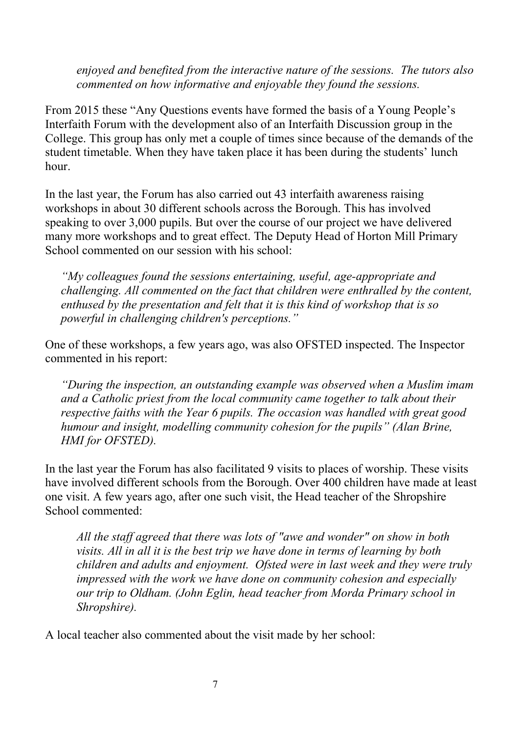*enjoyed and benefited from the interactive nature of the sessions. The tutors also commented on how informative and enjoyable they found the sessions.*

From 2015 these "Any Questions events have formed the basis of a Young People's Interfaith Forum with the development also of an Interfaith Discussion group in the College. This group has only met a couple of times since because of the demands of the student timetable. When they have taken place it has been during the students' lunch hour.

In the last year, the Forum has also carried out 43 interfaith awareness raising workshops in about 30 different schools across the Borough. This has involved speaking to over 3,000 pupils. But over the course of our project we have delivered many more workshops and to great effect. The Deputy Head of Horton Mill Primary School commented on our session with his school:

> *"My colleagues found the sessions entertaining, useful, age-appropriate and challenging. All commented on the fact that children were enthralled by the content, enthused by the presentation and felt that it is this kind of workshop that is so powerful in challenging children's perceptions."*

One of these workshops, a few years ago, was also OFSTED inspected. The Inspector commented in his report:

> *"During the inspection, an outstanding example was observed when a Muslim imam and a Catholic priest from the local community came together to talk about their respective faiths with the Year 6 pupils. The occasion was handled with great good humour and insight, modelling community cohesion for the pupils" (Alan Brine, HMI for OFSTED).*

In the last year the Forum has also facilitated 9 visits to places of worship. These visits have involved different schools from the Borough. Over 400 children have made at least one visit. A few years ago, after one such visit, the Head teacher of the Shropshire School commented:

> *All the staff agreed that there was lots of "awe and wonder" on show in both visits. All in all it is the best trip we have done in terms of learning by both children and adults and enjoyment. Ofsted were in last week and they were truly impressed with the work we have done on community cohesion and especially our trip to Oldham. (John Eglin, head teacher from Morda Primary school in Shropshire).*

A local teacher also commented about the visit made by her school: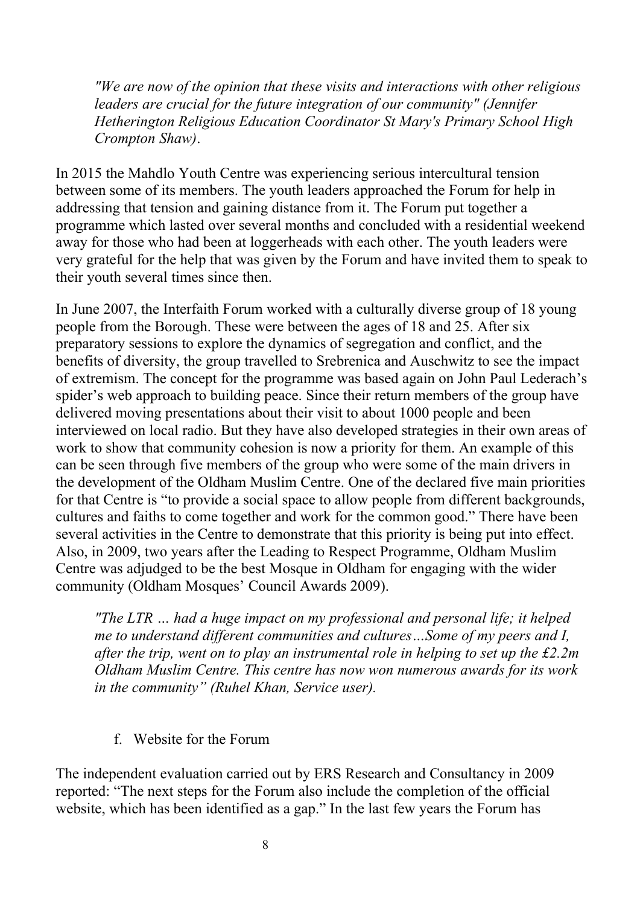*"We are now of the opinion that these visits and interactions with other religious leaders are crucial for the future integration of our community" (Jennifer Hetherington Religious Education Coordinator St Mary's Primary School High Crompton Shaw)*.

In 2015 the Mahdlo Youth Centre was experiencing serious intercultural tension between some of its members. The youth leaders approached the Forum for help in addressing that tension and gaining distance from it. The Forum put together a programme which lasted over several months and concluded with a residential weekend away for those who had been at loggerheads with each other. The youth leaders were very grateful for the help that was given by the Forum and have invited them to speak to their youth several times since then.

In June 2007, the Interfaith Forum worked with a culturally diverse group of 18 young people from the Borough. These were between the ages of 18 and 25. After six preparatory sessions to explore the dynamics of segregation and conflict, and the benefits of diversity, the group travelled to Srebrenica and Auschwitz to see the impact of extremism. The concept for the programme was based again on John Paul Lederach's spider's web approach to building peace. Since their return members of the group have delivered moving presentations about their visit to about 1000 people and been interviewed on local radio. But they have also developed strategies in their own areas of work to show that community cohesion is now a priority for them. An example of this can be seen through five members of the group who were some of the main drivers in the development of the Oldham Muslim Centre. One of the declared five main priorities for that Centre is "to provide a social space to allow people from different backgrounds, cultures and faiths to come together and work for the common good." There have been several activities in the Centre to demonstrate that this priority is being put into effect. Also, in 2009, two years after the Leading to Respect Programme, Oldham Muslim Centre was adjudged to be the best Mosque in Oldham for engaging with the wider community (Oldham Mosques' Council Awards 2009).

*"The LTR … had a huge impact on my professional and personal life; it helped me to understand different communities and cultures…Some of my peers and I, after the trip, went on to play an instrumental role in helping to set up the £2.2m Oldham Muslim Centre. This centre has now won numerous awards for its work in the community" (Ruhel Khan, Service user).*

f. Website for the Forum

The independent evaluation carried out by ERS Research and Consultancy in 2009 reported: "The next steps for the Forum also include the completion of the official website, which has been identified as a gap." In the last few years the Forum has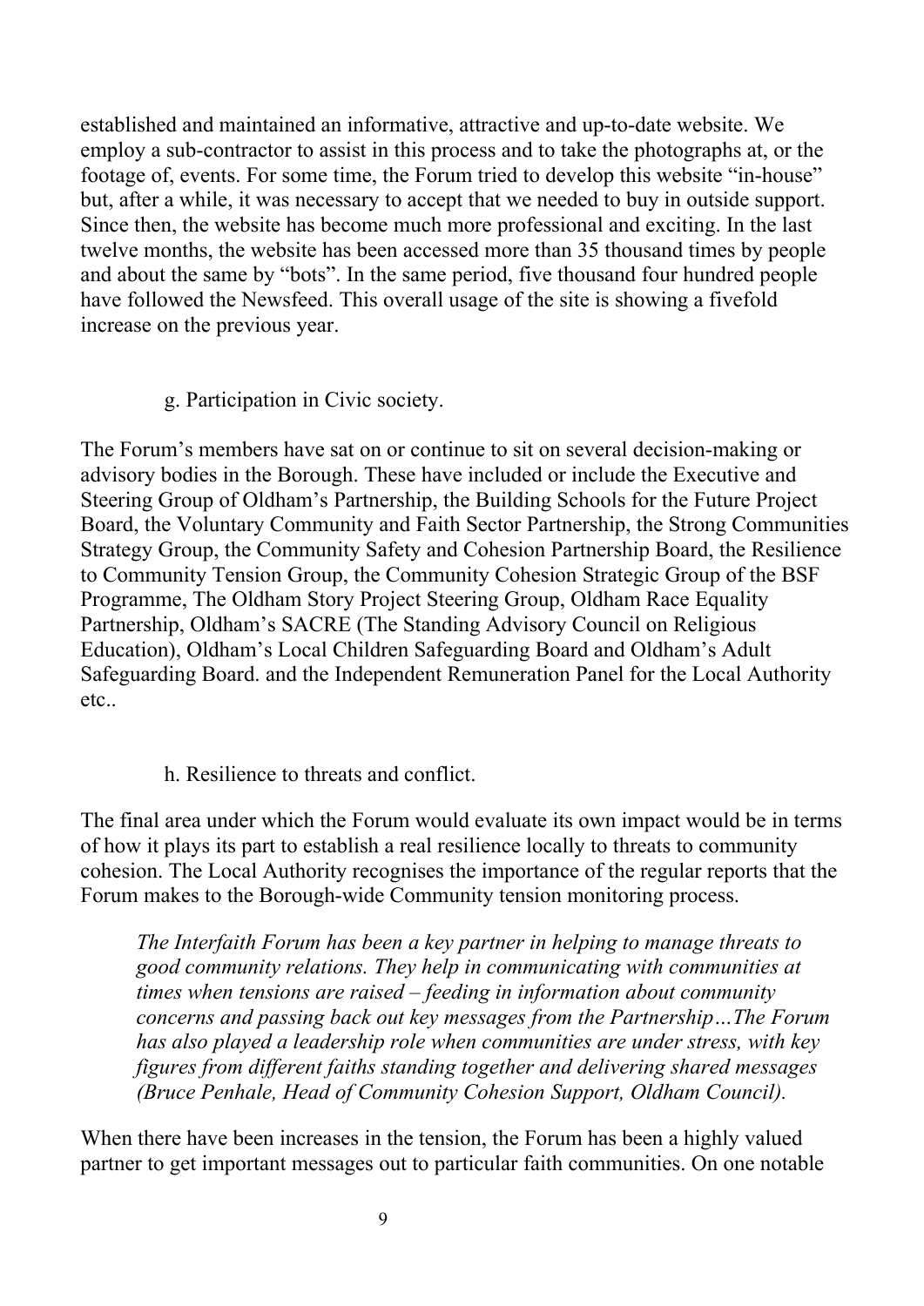established and maintained an informative, attractive and up-to-date website. We employ a sub-contractor to assist in this process and to take the photographs at, or the footage of, events. For some time, the Forum tried to develop this website "in-house" but, after a while, it was necessary to accept that we needed to buy in outside support. Since then, the website has become much more professional and exciting. In the last twelve months, the website has been accessed more than 35 thousand times by people and about the same by "bots". In the same period, five thousand four hundred people have followed the Newsfeed. This overall usage of the site is showing a fivefold increase on the previous year.

### g. Participation in Civic society.

The Forum's members have sat on or continue to sit on several decision-making or advisory bodies in the Borough. These have included or include the Executive and Steering Group of Oldham's Partnership, the Building Schools for the Future Project Board, the Voluntary Community and Faith Sector Partnership, the Strong Communities Strategy Group, the Community Safety and Cohesion Partnership Board, the Resilience to Community Tension Group, the Community Cohesion Strategic Group of the BSF Programme, The Oldham Story Project Steering Group, Oldham Race Equality Partnership, Oldham's SACRE (The Standing Advisory Council on Religious Education), Oldham's Local Children Safeguarding Board and Oldham's Adult Safeguarding Board. and the Independent Remuneration Panel for the Local Authority etc..

### h. Resilience to threats and conflict.

The final area under which the Forum would evaluate its own impact would be in terms of how it plays its part to establish a real resilience locally to threats to community cohesion. The Local Authority recognises the importance of the regular reports that the Forum makes to the Borough-wide Community tension monitoring process.

> *The Interfaith Forum has been a key partner in helping to manage threats to good community relations. They help in communicating with communities at times when tensions are raised – feeding in information about community concerns and passing back out key messages from the Partnership…The Forum has also played a leadership role when communities are under stress, with key figures from different faiths standing together and delivering shared messages (Bruce Penhale, Head of Community Cohesion Support, Oldham Council).*

When there have been increases in the tension, the Forum has been a highly valued partner to get important messages out to particular faith communities. On one notable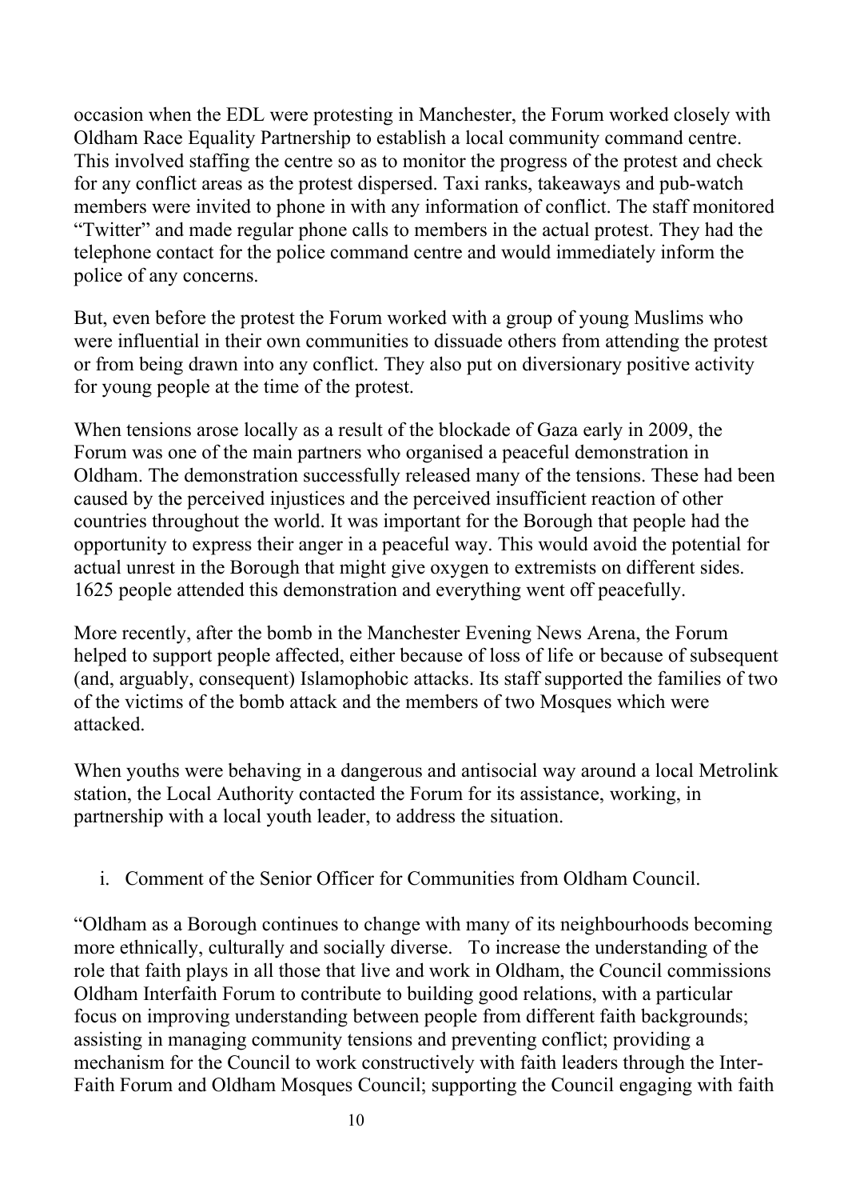occasion when the EDL were protesting in Manchester, the Forum worked closely with Oldham Race Equality Partnership to establish a local community command centre. This involved staffing the centre so as to monitor the progress of the protest and check for any conflict areas as the protest dispersed. Taxi ranks, takeaways and pub-watch members were invited to phone in with any information of conflict. The staff monitored "Twitter" and made regular phone calls to members in the actual protest. They had the telephone contact for the police command centre and would immediately inform the police of any concerns.

But, even before the protest the Forum worked with a group of young Muslims who were influential in their own communities to dissuade others from attending the protest or from being drawn into any conflict. They also put on diversionary positive activity for young people at the time of the protest.

When tensions arose locally as a result of the blockade of Gaza early in 2009, the Forum was one of the main partners who organised a peaceful demonstration in Oldham. The demonstration successfully released many of the tensions. These had been caused by the perceived injustices and the perceived insufficient reaction of other countries throughout the world. It was important for the Borough that people had the opportunity to express their anger in a peaceful way. This would avoid the potential for actual unrest in the Borough that might give oxygen to extremists on different sides. 1625 people attended this demonstration and everything went off peacefully.

More recently, after the bomb in the Manchester Evening News Arena, the Forum helped to support people affected, either because of loss of life or because of subsequent (and, arguably, consequent) Islamophobic attacks. Its staff supported the families of two of the victims of the bomb attack and the members of two Mosques which were attacked.

When youths were behaving in a dangerous and antisocial way around a local Metrolink station, the Local Authority contacted the Forum for its assistance, working, in partnership with a local youth leader, to address the situation.

i. Comment of the Senior Officer for Communities from Oldham Council.

"Oldham as a Borough continues to change with many of its neighbourhoods becoming more ethnically, culturally and socially diverse. To increase the understanding of the role that faith plays in all those that live and work in Oldham, the Council commissions Oldham Interfaith Forum to contribute to building good relations, with a particular focus on improving understanding between people from different faith backgrounds; assisting in managing community tensions and preventing conflict; providing a mechanism for the Council to work constructively with faith leaders through the Inter-Faith Forum and Oldham Mosques Council; supporting the Council engaging with faith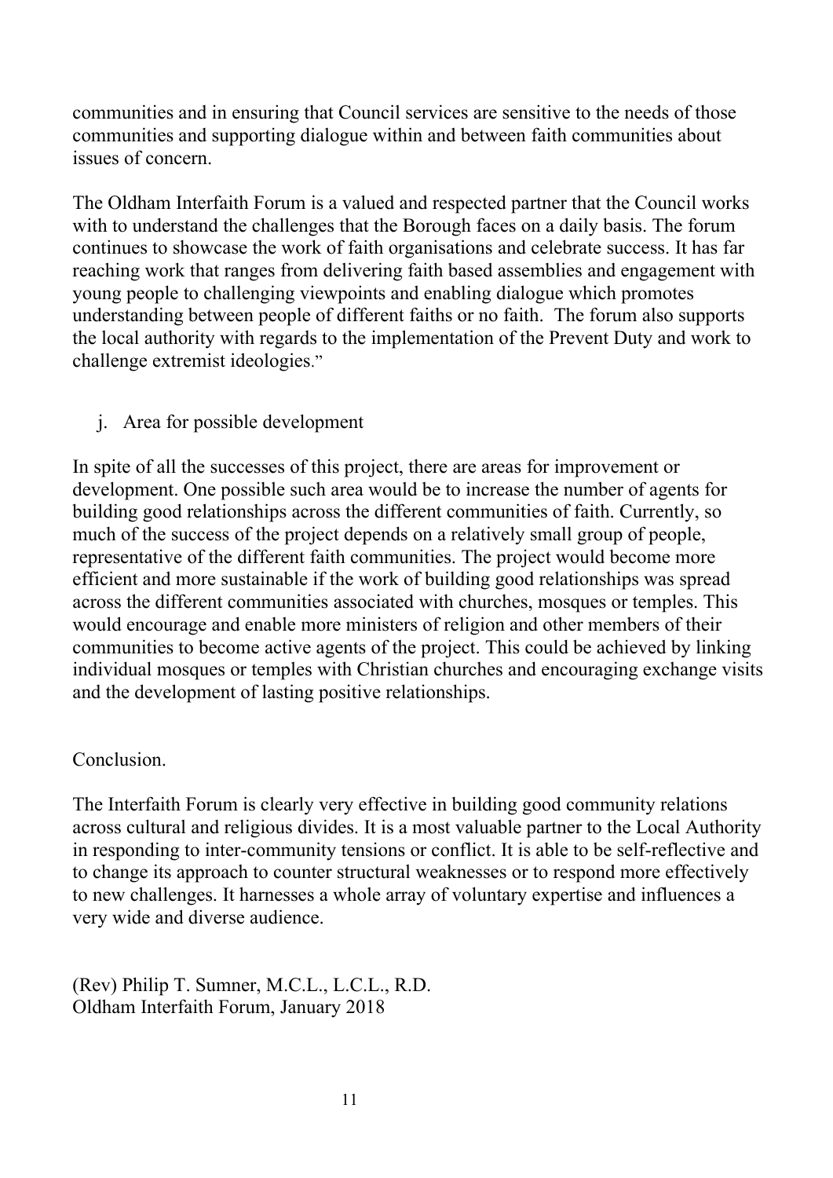communities and in ensuring that Council services are sensitive to the needs of those communities and supporting dialogue within and between faith communities about issues of concern.

The Oldham Interfaith Forum is a valued and respected partner that the Council works with to understand the challenges that the Borough faces on a daily basis. The forum continues to showcase the work of faith organisations and celebrate success. It has far reaching work that ranges from delivering faith based assemblies and engagement with young people to challenging viewpoints and enabling dialogue which promotes understanding between people of different faiths or no faith. The forum also supports the local authority with regards to the implementation of the Prevent Duty and work to challenge extremist ideologies."

j. Area for possible development

In spite of all the successes of this project, there are areas for improvement or development. One possible such area would be to increase the number of agents for building good relationships across the different communities of faith. Currently, so much of the success of the project depends on a relatively small group of people, representative of the different faith communities. The project would become more efficient and more sustainable if the work of building good relationships was spread across the different communities associated with churches, mosques or temples. This would encourage and enable more ministers of religion and other members of their communities to become active agents of the project. This could be achieved by linking individual mosques or temples with Christian churches and encouraging exchange visits and the development of lasting positive relationships.

Conclusion.

The Interfaith Forum is clearly very effective in building good community relations across cultural and religious divides. It is a most valuable partner to the Local Authority in responding to inter-community tensions or conflict. It is able to be self-reflective and to change its approach to counter structural weaknesses or to respond more effectively to new challenges. It harnesses a whole array of voluntary expertise and influences a very wide and diverse audience.

(Rev) Philip T. Sumner, M.C.L., L.C.L., R.D.
Oldham Interfaith Forum, January 2018